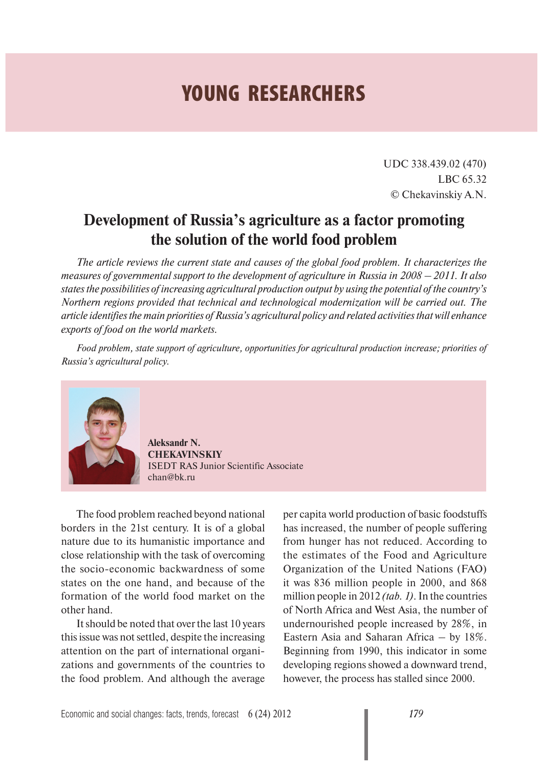# YOUNG RESEARCHERS

UDC 338.439.02 (470)
LBC 65.32
© Chekavinskiy A.N.

## Development of Russia's agriculture as a factor promoting the solution of the world food problem

*The article reviews the current state and causes of the global food problem. It characterizes the measures of governmental support to the development of agriculture in Russia in 2008 – 2011. It also states the possibilities of increasing agricultural production output by using the potential of the country's Northern regions provided that technical and technological modernization will be carried out. The article identifies the main priorities of Russia's agricultural policy and related activities that will enhance exports of food on the world markets.*

*Food problem, state support of agriculture, opportunities for agricultural production increase; priorities of Russia's agricultural policy.*

**Aleksandr N. CHEKAVINSKIY**
ISEDT RAS Junior Scientific Associate
chan@bk.ru

The food problem reached beyond national borders in the 21st century. It is of a global nature due to its humanistic importance and close relationship with the task of overcoming the socio-economic backwardness of some states on the one hand, and because of the formation of the world food market on the other hand.

It should be noted that over the last 10 years this issue was not settled, despite the increasing attention on the part of international organizations and governments of the countries to the food problem. And although the average per capita world production of basic foodstuffs has increased, the number of people suffering from hunger has not reduced. According to the estimates of the Food and Agriculture Organization of the United Nations (FAO) it was 836 million people in 2000, and 868 million people in 2012 *(tab. 1)*. In the countries of North Africa and West Asia, the number of undernourished people increased by 28%, in Eastern Asia and Saharan Africa – by 18%. Beginning from 1990, this indicator in some developing regions showed a downward trend, however, the process has stalled since 2000.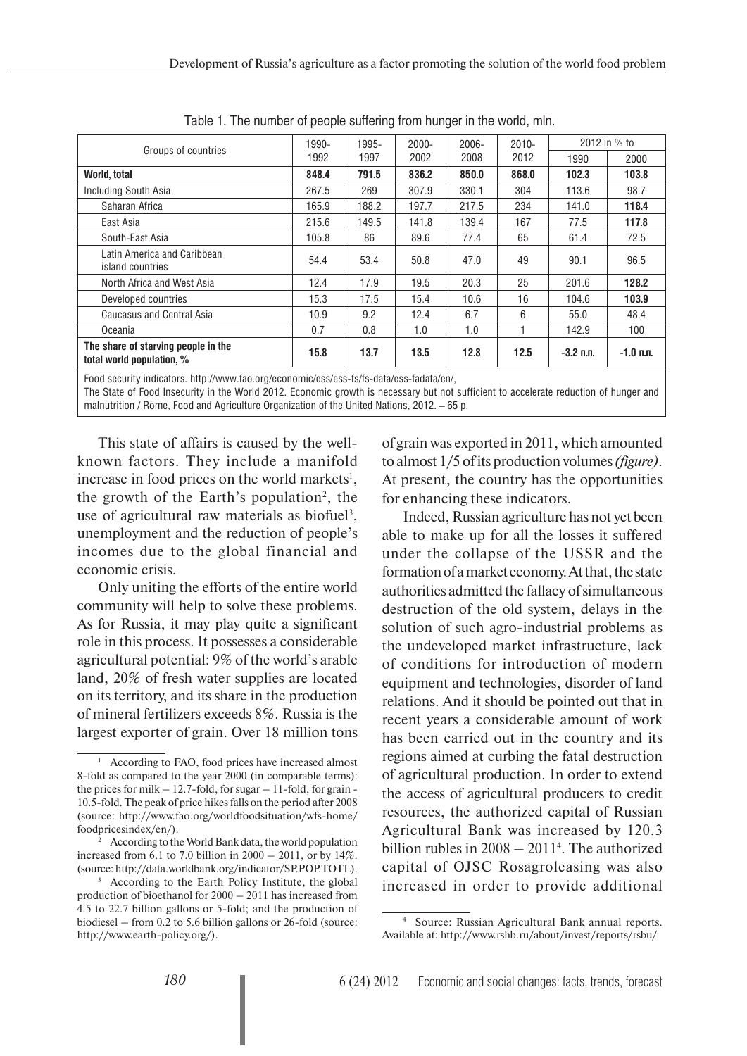Table 1. The number of people suffering from hunger in the world, mln.

| Groups of countries | 1990-1992 | 1995-1997 | 2000-2002 | 2006-2008 | 2010-2012 | 2012 in % to 1990 | 2012 in % to 2000 |
|---|---|---|---|---|---|---|---|
| **World, total** | **848.4** | **791.5** | **836.2** | **850.0** | **868.0** | **102.3** | **103.8** |
| Including South Asia | 267.5 | 269 | 307.9 | 330.1 | 304 | 113.6 | 98.7 |
| Saharan Africa | 165.9 | 188.2 | 197.7 | 217.5 | 234 | 141.0 | **118.4** |
| East Asia | 215.6 | 149.5 | 141.8 | 139.4 | 167 | 77.5 | **117.8** |
| South-East Asia | 105.8 | 86 | 89.6 | 77.4 | 65 | 61.4 | 72.5 |
| Latin America and Caribbean island countries | 54.4 | 53.4 | 50.8 | 47.0 | 49 | 90.1 | 96.5 |
| North Africa and West Asia | 12.4 | 17.9 | 19.5 | 20.3 | 25 | 201.6 | **128.2** |
| Developed countries | 15.3 | 17.5 | 15.4 | 10.6 | 16 | 104.6 | **103.9** |
| Caucasus and Central Asia | 10.9 | 9.2 | 12.4 | 6.7 | 6 | 55.0 | 48.4 |
| Oceania | 0.7 | 0.8 | 1.0 | 1.0 | 1 | 142.9 | 100 |
| **The share of starving people in the total world population, %** | **15.8** | **13.7** | **13.5** | **12.8** | **12.5** | **-3.2 p.p.** | **-1.0 p.p.** |

Food security indicators. http://www.fao.org/economic/ess/ess-fs/fs-data/ess-fadata/en/,
The State of Food Insecurity in the World 2012. Economic growth is necessary but not sufficient to accelerate reduction of hunger and malnutrition / Rome, Food and Agriculture Organization of the United Nations, 2012. – 65 p.

This state of affairs is caused by the well-known factors. They include a manifold increase in food prices on the world markets[1], the growth of the Earth's population[2], the use of agricultural raw materials as biofuel[3], unemployment and the reduction of people's incomes due to the global financial and economic crisis.

Only uniting the efforts of the entire world community will help to solve these problems. As for Russia, it may play quite a significant role in this process. It possesses a considerable agricultural potential: 9% of the world's arable land, 20% of fresh water supplies are located on its territory, and its share in the production of mineral fertilizers exceeds 8%. Russia is the largest exporter of grain. Over 18 million tons of grain was exported in 2011, which amounted to almost 1/5 of its production volumes *(figure)*. At present, the country has the opportunities for enhancing these indicators.

Indeed, Russian agriculture has not yet been able to make up for all the losses it suffered under the collapse of the USSR and the formation of a market economy. At that, the state authorities admitted the fallacy of simultaneous destruction of the old system, delays in the solution of such agro-industrial problems as the undeveloped market infrastructure, lack of conditions for introduction of modern equipment and technologies, disorder of land relations. And it should be pointed out that in recent years a considerable amount of work has been carried out in the country and its regions aimed at curbing the fatal destruction of agricultural production. In order to extend the access of agricultural producers to credit resources, the authorized capital of Russian Agricultural Bank was increased by 120.3 billion rubles in 2008 – 2011[4]. The authorized capital of OJSC Rosagroleasing was also increased in order to provide additional

[1] According to FAO, food prices have increased almost 8-fold as compared to the year 2000 (in comparable terms): the prices for milk – 12.7-fold, for sugar – 11-fold, for grain - 10.5-fold. The peak of price hikes falls on the period after 2008 (source: http://www.fao.org/worldfoodsituation/wfs-home/foodpricesindex/en/).

[2] According to the World Bank data, the world population increased from 6.1 to 7.0 billion in 2000 – 2011, or by 14%. (source: http://data.worldbank.org/indicator/SP.POP.TOTL).

[3] According to the Earth Policy Institute, the global production of bioethanol for 2000 – 2011 has increased from 4.5 to 22.7 billion gallons or 5-fold; and the production of biodiesel – from 0.2 to 5.6 billion gallons or 26-fold (source: http://www.earth-policy.org/).

[4] Source: Russian Agricultural Bank annual reports. Available at: http://www.rshb.ru/about/invest/reports/rsbu/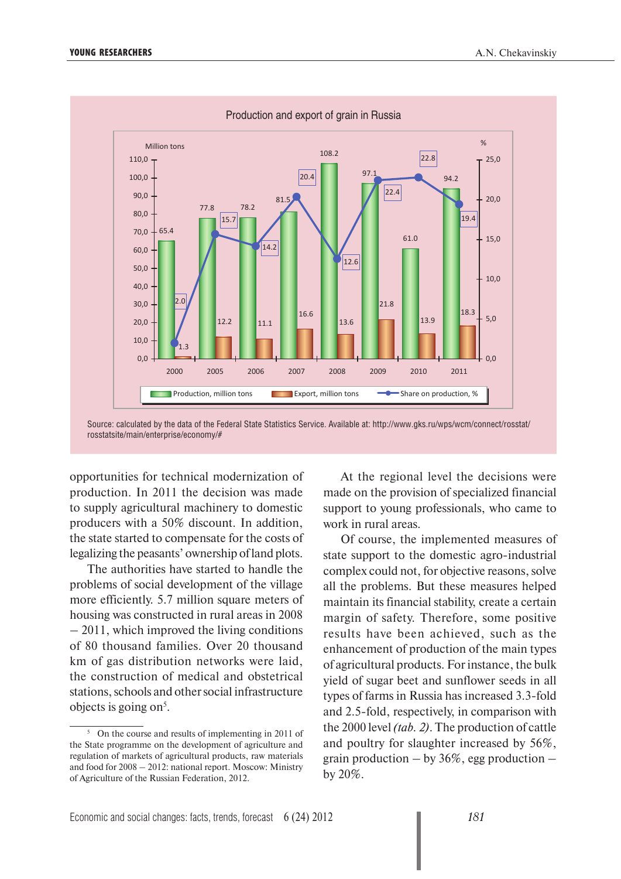Production and export of grain in Russia

| Year | Production, million tons | Export, million tons | Share on production, % |
|---|---|---|---|
| 2000 | 65.4 | 1.3 | 2.0 |
| 2005 | 77.8 | 12.2 | 15.7 |
| 2006 | 78.2 | 11.1 | 14.2 |
| 2007 | 81.5 | 16.6 | 20.4 |
| 2008 | 108.2 | 13.6 | 12.6 |
| 2009 | 97.1 | 21.8 | 22.4 |
| 2010 | 61.0 | 13.9 | 22.8 |
| 2011 | 94.2 | 18.3 | 19.4 |

Source: calculated by the data of the Federal State Statistics Service. Available at: http://www.gks.ru/wps/wcm/connect/rosstat/rosstatsite/main/enterprise/economy/#

opportunities for technical modernization of production. In 2011 the decision was made to supply agricultural machinery to domestic producers with a 50% discount. In addition, the state started to compensate for the costs of legalizing the peasants' ownership of land plots.

The authorities have started to handle the problems of social development of the village more efficiently. 5.7 million square meters of housing was constructed in rural areas in 2008 – 2011, which improved the living conditions of 80 thousand families. Over 20 thousand km of gas distribution networks were laid, the construction of medical and obstetrical stations, schools and other social infrastructure objects is going on[5].

At the regional level the decisions were made on the provision of specialized financial support to young professionals, who came to work in rural areas.

Of course, the implemented measures of state support to the domestic agro-industrial complex could not, for objective reasons, solve all the problems. But these measures helped maintain its financial stability, create a certain margin of safety. Therefore, some positive results have been achieved, such as the enhancement of production of the main types of agricultural products. For instance, the bulk yield of sugar beet and sunflower seeds in all types of farms in Russia has increased 3.3-fold and 2.5-fold, respectively, in comparison with the 2000 level *(tab. 2)*. The production of cattle and poultry for slaughter increased by 56%, grain production – by 36%, egg production – by 20%.

---

[5] On the course and results of implementing in 2011 of the State programme on the development of agriculture and regulation of markets of agricultural products, raw materials and food for 2008 – 2012: national report. Moscow: Ministry of Agriculture of the Russian Federation, 2012.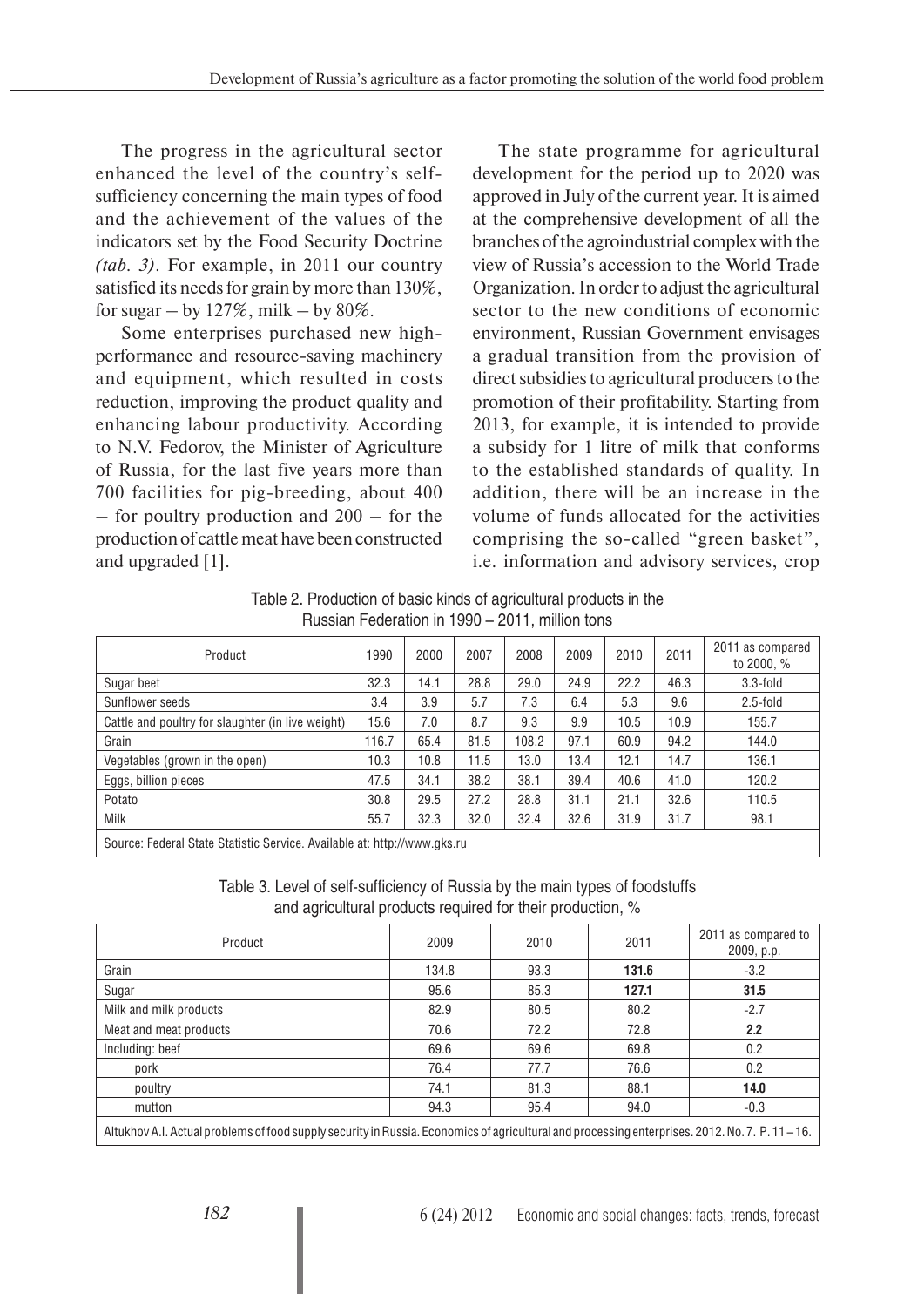The progress in the agricultural sector enhanced the level of the country's self-sufficiency concerning the main types of food and the achievement of the values of the indicators set by the Food Security Doctrine *(tab. 3)*. For example, in 2011 our country satisfied its needs for grain by more than 130%, for sugar – by 127%, milk – by 80%.

Some enterprises purchased new high-performance and resource-saving machinery and equipment, which resulted in costs reduction, improving the product quality and enhancing labour productivity. According to N.V. Fedorov, the Minister of Agriculture of Russia, for the last five years more than 700 facilities for pig-breeding, about 400 – for poultry production and 200 – for the production of cattle meat have been constructed and upgraded [1].

The state programme for agricultural development for the period up to 2020 was approved in July of the current year. It is aimed at the comprehensive development of all the branches of the agroindustrial complex with the view of Russia's accession to the World Trade Organization. In order to adjust the agricultural sector to the new conditions of economic environment, Russian Government envisages a gradual transition from the provision of direct subsidies to agricultural producers to the promotion of their profitability. Starting from 2013, for example, it is intended to provide a subsidy for 1 litre of milk that conforms to the established standards of quality. In addition, there will be an increase in the volume of funds allocated for the activities comprising the so-called "green basket", i.e. information and advisory services, crop

Table 2. Production of basic kinds of agricultural products in the Russian Federation in 1990 – 2011, million tons

| Product | 1990 | 2000 | 2007 | 2008 | 2009 | 2010 | 2011 | 2011 as compared to 2000, % |
|---|---|---|---|---|---|---|---|---|
| Sugar beet | 32.3 | 14.1 | 28.8 | 29.0 | 24.9 | 22.2 | 46.3 | 3.3-fold |
| Sunflower seeds | 3.4 | 3.9 | 5.7 | 7.3 | 6.4 | 5.3 | 9.6 | 2.5-fold |
| Cattle and poultry for slaughter (in live weight) | 15.6 | 7.0 | 8.7 | 9.3 | 9.9 | 10.5 | 10.9 | 155.7 |
| Grain | 116.7 | 65.4 | 81.5 | 108.2 | 97.1 | 60.9 | 94.2 | 144.0 |
| Vegetables (grown in the open) | 10.3 | 10.8 | 11.5 | 13.0 | 13.4 | 12.1 | 14.7 | 136.1 |
| Eggs, billion pieces | 47.5 | 34.1 | 38.2 | 38.1 | 39.4 | 40.6 | 41.0 | 120.2 |
| Potato | 30.8 | 29.5 | 27.2 | 28.8 | 31.1 | 21.1 | 32.6 | 110.5 |
| Milk | 55.7 | 32.3 | 32.0 | 32.4 | 32.6 | 31.9 | 31.7 | 98.1 |

Source: Federal State Statistic Service. Available at: http://www.gks.ru

Table 3. Level of self-sufficiency of Russia by the main types of foodstuffs and agricultural products required for their production, %

| Product | 2009 | 2010 | 2011 | 2011 as compared to 2009, p.p. |
|---|---|---|---|---|
| Grain | 134.8 | 93.3 | **131.6** | -3.2 |
| Sugar | 95.6 | 85.3 | **127.1** | **31.5** |
| Milk and milk products | 82.9 | 80.5 | 80.2 | -2.7 |
| Meat and meat products | 70.6 | 72.2 | 72.8 | **2.2** |
| Including: beef | 69.6 | 69.6 | 69.8 | 0.2 |
| pork | 76.4 | 77.7 | 76.6 | 0.2 |
| poultry | 74.1 | 81.3 | 88.1 | **14.0** |
| mutton | 94.3 | 95.4 | 94.0 | -0.3 |

Altukhov A.I. Actual problems of food supply security in Russia. Economics of agricultural and processing enterprises. 2012. No. 7. P. 11 – 16.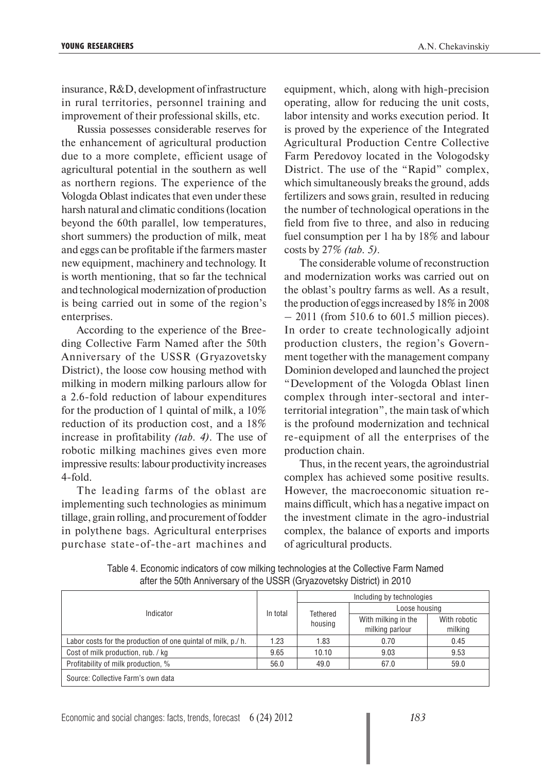insurance, R&D, development of infrastructure in rural territories, personnel training and improvement of their professional skills, etc.

Russia possesses considerable reserves for the enhancement of agricultural production due to a more complete, efficient usage of agricultural potential in the southern as well as northern regions. The experience of the Vologda Oblast indicates that even under these harsh natural and climatic conditions (location beyond the 60th parallel, low temperatures, short summers) the production of milk, meat and eggs can be profitable if the farmers master new equipment, machinery and technology. It is worth mentioning, that so far the technical and technological modernization of production is being carried out in some of the region's enterprises.

According to the experience of the Breeding Collective Farm Named after the 50th Anniversary of the USSR (Gryazovetsky District), the loose cow housing method with milking in modern milking parlours allow for a 2.6-fold reduction of labour expenditures for the production of 1 quintal of milk, a 10% reduction of its production cost, and a 18% increase in profitability *(tab. 4)*. The use of robotic milking machines gives even more impressive results: labour productivity increases 4-fold.

The leading farms of the oblast are implementing such technologies as minimum tillage, grain rolling, and procurement of fodder in polythene bags. Agricultural enterprises purchase state-of-the-art machines and equipment, which, along with high-precision operating, allow for reducing the unit costs, labor intensity and works execution period. It is proved by the experience of the Integrated Agricultural Production Centre Collective Farm Peredovoy located in the Vologodsky District. The use of the "Rapid" complex, which simultaneously breaks the ground, adds fertilizers and sows grain, resulted in reducing the number of technological operations in the field from five to three, and also in reducing fuel consumption per 1 ha by 18% and labour costs by 27% *(tab. 5)*.

The considerable volume of reconstruction and modernization works was carried out on the oblast's poultry farms as well. As a result, the production of eggs increased by 18% in 2008 – 2011 (from 510.6 to 601.5 million pieces). In order to create technologically adjoint production clusters, the region's Government together with the management company Dominion developed and launched the project "Development of the Vologda Oblast linen complex through inter-sectoral and inter-territorial integration", the main task of which is the profound modernization and technical re-equipment of all the enterprises of the production chain.

Thus, in the recent years, the agroindustrial complex has achieved some positive results. However, the macroeconomic situation remains difficult, which has a negative impact on the investment climate in the agro-industrial complex, the balance of exports and imports of agricultural products.

Table 4. Economic indicators of cow milking technologies at the Collective Farm Named after the 50th Anniversary of the USSR (Gryazovetsky District) in 2010

| Indicator | In total | Including by technologies | | |
|---|---|---|---|---|
| | | Tethered housing | Loose housing | |
| | | | With milking in the milking parlour | With robotic milking |
| Labor costs for the production of one quintal of milk, p./ h. | 1.23 | 1.83 | 0.70 | 0.45 |
| Cost of milk production, rub. / kg | 9.65 | 10.10 | 9.03 | 9.53 |
| Profitability of milk production, % | 56.0 | 49.0 | 67.0 | 59.0 |

Source: Collective Farm's own data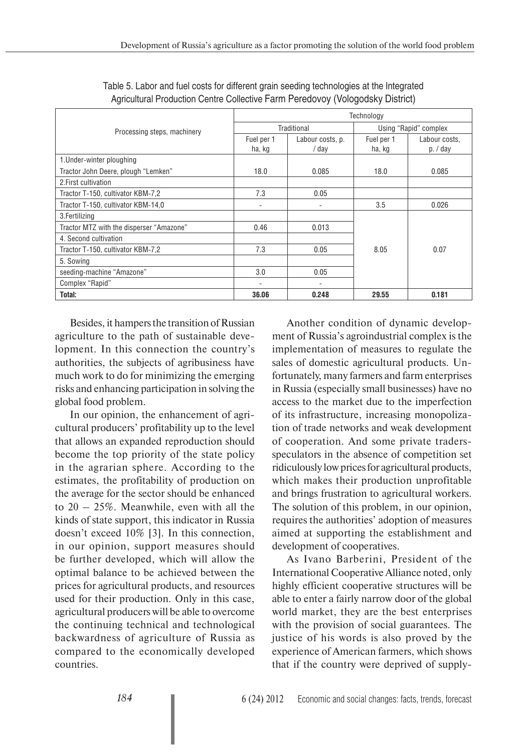Table 5. Labor and fuel costs for different grain seeding technologies at the Integrated Agricultural Production Centre Collective Farm Peredovoy (Vologodsky District)

| Processing steps, machinery | Technology | | | |
|---|---|---|---|---|
| | Traditional | | Using "Rapid" complex | |
| | Fuel per 1 ha, kg | Labour costs, p. / day | Fuel per 1 ha, kg | Labour costs, p. / day |
| 1.Under-winter ploughing | | | | |
| Tractor John Deere, plough "Lemken" | 18.0 | 0.085 | 18.0 | 0.085 |
| 2.First cultivation | | | | |
| Tractor T-150, cultivator KBM-7,2 | 7.3 | 0.05 | | |
| Tractor T-150, cultivator KBM-14,0 | - | - | 3.5 | 0.026 |
| 3.Fertilizing | | | 8.05 | 0.07 |
| Tractor MTZ with the disperser "Amazone" | 0.46 | 0.013 | | |
| 4. Second cultivation | | | | |
| Tractor T-150, cultivator KBM-7,2 | 7.3 | 0.05 | | |
| 5. Sowing | | | | |
| seeding-machine "Amazone" | 3.0 | 0.05 | | |
| Complex "Rapid" | - | - | | |
| **Total:** | **36.06** | **0.248** | **29.55** | **0.181** |

Besides, it hampers the transition of Russian agriculture to the path of sustainable development. In this connection the country's authorities, the subjects of agribusiness have much work to do for minimizing the emerging risks and enhancing participation in solving the global food problem.

In our opinion, the enhancement of agricultural producers' profitability up to the level that allows an expanded reproduction should become the top priority of the state policy in the agrarian sphere. According to the estimates, the profitability of production on the average for the sector should be enhanced to 20 – 25%. Meanwhile, even with all the kinds of state support, this indicator in Russia doesn't exceed 10% [3]. In this connection, in our opinion, support measures should be further developed, which will allow the optimal balance to be achieved between the prices for agricultural products, and resources used for their production. Only in this case, agricultural producers will be able to overcome the continuing technical and technological backwardness of agriculture of Russia as compared to the economically developed countries.

Another condition of dynamic development of Russia's agroindustrial complex is the implementation of measures to regulate the sales of domestic agricultural products. Unfortunately, many farmers and farm enterprises in Russia (especially small businesses) have no access to the market due to the imperfection of its infrastructure, increasing monopolization of trade networks and weak development of cooperation. And some private traders-speculators in the absence of competition set ridiculously low prices for agricultural products, which makes their production unprofitable and brings frustration to agricultural workers. The solution of this problem, in our opinion, requires the authorities' adoption of measures aimed at supporting the establishment and development of cooperatives.

As Ivano Barberini, President of the International Cooperative Alliance noted, only highly efficient cooperative structures will be able to enter a fairly narrow door of the global world market, they are the best enterprises with the provision of social guarantees. The justice of his words is also proved by the experience of American farmers, which shows that if the country were deprived of supply-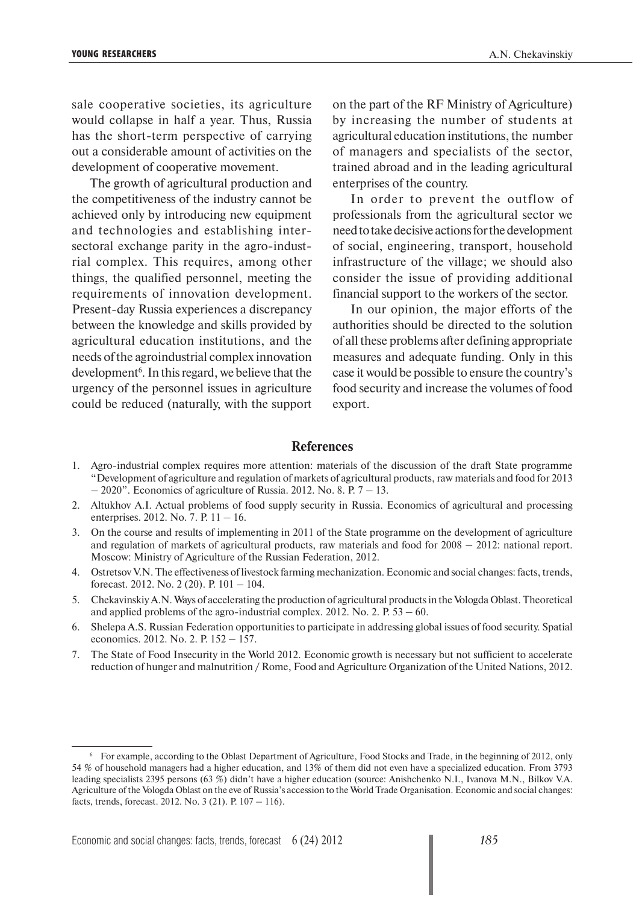sale cooperative societies, its agriculture would collapse in half a year. Thus, Russia has the short-term perspective of carrying out a considerable amount of activities on the development of cooperative movement.

The growth of agricultural production and the competitiveness of the industry cannot be achieved only by introducing new equipment and technologies and establishing intersectoral exchange parity in the agro-industrial complex. This requires, among other things, the qualified personnel, meeting the requirements of innovation development. Present-day Russia experiences a discrepancy between the knowledge and skills provided by agricultural education institutions, and the needs of the agroindustrial complex innovation development[6]. In this regard, we believe that the urgency of the personnel issues in agriculture could be reduced (naturally, with the support on the part of the RF Ministry of Agriculture) by increasing the number of students at agricultural education institutions, the number of managers and specialists of the sector, trained abroad and in the leading agricultural enterprises of the country.

In order to prevent the outflow of professionals from the agricultural sector we need to take decisive actions for the development of social, engineering, transport, household infrastructure of the village; we should also consider the issue of providing additional financial support to the workers of the sector.

In our opinion, the major efforts of the authorities should be directed to the solution of all these problems after defining appropriate measures and adequate funding. Only in this case it would be possible to ensure the country's food security and increase the volumes of food export.

## References

1. Agro-industrial complex requires more attention: materials of the discussion of the draft State programme "Development of agriculture and regulation of markets of agricultural products, raw materials and food for 2013 – 2020". Economics of agriculture of Russia. 2012. No. 8. P. 7 – 13.
2. Altukhov A.I. Actual problems of food supply security in Russia. Economics of agricultural and processing enterprises. 2012. No. 7. P. 11 – 16.
3. On the course and results of implementing in 2011 of the State programme on the development of agriculture and regulation of markets of agricultural products, raw materials and food for 2008 – 2012: national report. Moscow: Ministry of Agriculture of the Russian Federation, 2012.
4. Ostretsov V.N. The effectiveness of livestock farming mechanization. Economic and social changes: facts, trends, forecast. 2012. No. 2 (20). P. 101 – 104.
5. Chekavinskiy A.N. Ways of accelerating the production of agricultural products in the Vologda Oblast. Theoretical and applied problems of the agro-industrial complex. 2012. No. 2. P. 53 – 60.
6. Shelepa A.S. Russian Federation opportunities to participate in addressing global issues of food security. Spatial economics. 2012. No. 2. P. 152 – 157.
7. The State of Food Insecurity in the World 2012. Economic growth is necessary but not sufficient to accelerate reduction of hunger and malnutrition / Rome, Food and Agriculture Organization of the United Nations, 2012.

---

[6] For example, according to the Oblast Department of Agriculture, Food Stocks and Trade, in the beginning of 2012, only 54 % of household managers had a higher education, and 13% of them did not even have a specialized education. From 3793 leading specialists 2395 persons (63 %) didn't have a higher education (source: Anishchenko N.I., Ivanova M.N., Bilkov V.A. Agriculture of the Vologda Oblast on the eve of Russia's accession to the World Trade Organisation. Economic and social changes: facts, trends, forecast. 2012. No. 3 (21). P. 107 – 116).